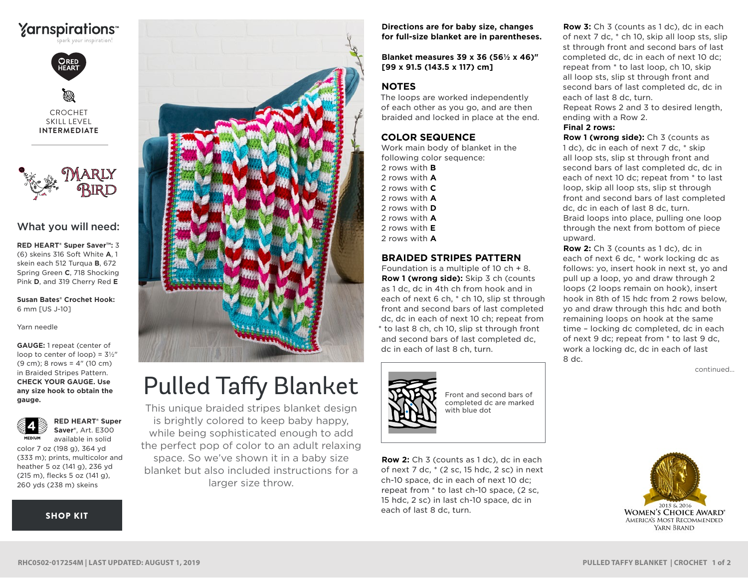Yarnspirations™
spark your inspiration!

RED HEART

CROCHET
SKILL LEVEL
**INTERMEDIATE**

MARLY BIRD

## What you will need:

**RED HEART® Super Saver™:** 3 (6) skeins 316 Soft White **A**, 1 skein each 512 Turqua **B**, 672 Spring Green **C**, 718 Shocking Pink **D**, and 319 Cherry Red **E**

**Susan Bates® Crochet Hook:** 6 mm [US J-10]

Yarn needle

**GAUGE:** 1 repeat (center of loop to center of loop) = 3½" (9 cm); 8 rows = 4" (10 cm) in Braided Stripes Pattern. **CHECK YOUR GAUGE. Use any size hook to obtain the gauge.**

4 MEDIUM

**RED HEART® Super Saver®**, Art. E300 available in solid color 7 oz (198 g), 364 yd (333 m); prints, multicolor and heather 5 oz (141 g), 236 yd (215 m), flecks 5 oz (141 g), 260 yds (238 m) skeins

**SHOP KIT**

# Pulled Taffy Blanket

This unique braided stripes blanket design is brightly colored to keep baby happy, while being sophisticated enough to add the perfect pop of color to an adult relaxing space. So we've shown it in a baby size blanket but also included instructions for a larger size throw.

**Directions are for baby size, changes for full-size blanket are in parentheses.**

**Blanket measures 39 x 36 (56½ x 46)" [99 x 91.5 (143.5 x 117) cm]**

## NOTES

The loops are worked independently of each other as you go, and are then braided and locked in place at the end.

## COLOR SEQUENCE

Work main body of blanket in the following color sequence:
2 rows with **B**
2 rows with **A**
2 rows with **C**
2 rows with **A**
2 rows with **D**
2 rows with **A**
2 rows with **E**
2 rows with **A**

## BRAIDED STRIPES PATTERN

Foundation is a multiple of 10 ch + 8.

**Row 1 (wrong side):** Skip 3 ch (counts as 1 dc, dc in 4th ch from hook and in each of next 6 ch, * ch 10, slip st through front and second bars of last completed dc, dc in each of next 10 ch; repeat from * to last 8 ch, ch 10, slip st through front and second bars of last completed dc, dc in each of last 8 ch, turn.

Front and second bars of completed dc are marked with blue dot

**Row 2:** Ch 3 (counts as 1 dc), dc in each of next 7 dc, * (2 sc, 15 hdc, 2 sc) in next ch-10 space, dc in each of next 10 dc; repeat from * to last ch-10 space, (2 sc, 15 hdc, 2 sc) in last ch-10 space, dc in each of last 8 dc, turn.

**Row 3:** Ch 3 (counts as 1 dc), dc in each of next 7 dc, * ch 10, skip all loop sts, slip st through front and second bars of last completed dc, dc in each of next 10 dc; repeat from * to last loop, ch 10, skip all loop sts, slip st through front and second bars of last completed dc, dc in each of last 8 dc, turn.

Repeat Rows 2 and 3 to desired length, ending with a Row 2.

**Final 2 rows:**

**Row 1 (wrong side):** Ch 3 (counts as 1 dc), dc in each of next 7 dc, * skip all loop sts, slip st through front and second bars of last completed dc, dc in each of next 10 dc; repeat from * to last loop, skip all loop sts, slip st through front and second bars of last completed dc, dc in each of last 8 dc, turn.

Braid loops into place, pulling one loop through the next from bottom of piece upward.

**Row 2:** Ch 3 (counts as 1 dc), dc in each of next 6 dc, * work locking dc as follows: yo, insert hook in next st, yo and pull up a loop, yo and draw through 2 loops (2 loops remain on hook), insert hook in 8th of 15 hdc from 2 rows below, yo and draw through this hdc and both remaining loops on hook at the same time – locking dc completed, dc in each of next 9 dc; repeat from * to last 9 dc, work a locking dc, dc in each of last 8 dc.

continued...

2015 & 2016 WOMEN'S CHOICE AWARD® AMERICA'S MOST RECOMMENDED YARN BRAND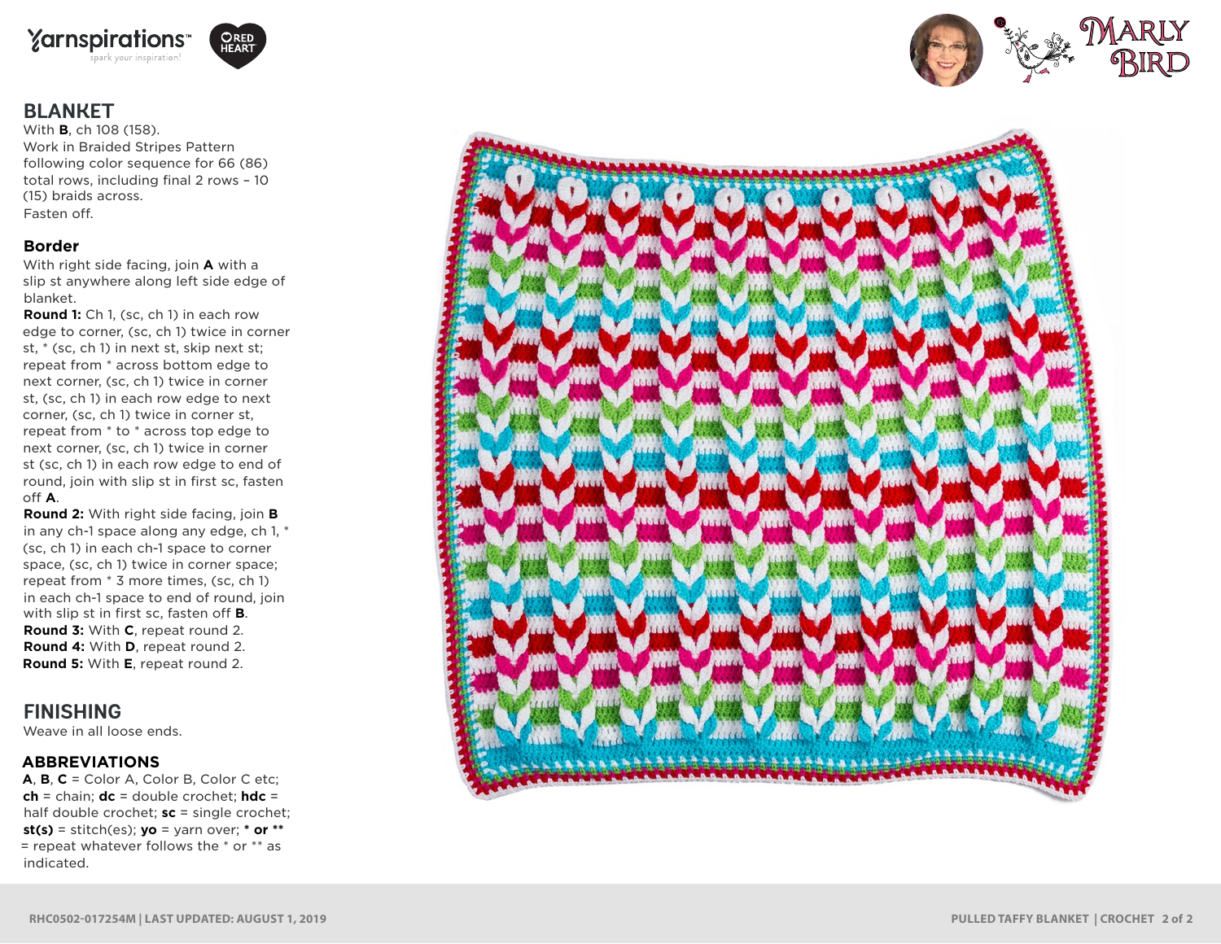## BLANKET

With **B**, ch 108 (158).
Work in Braided Stripes Pattern following color sequence for 66 (86) total rows, including final 2 rows – 10 (15) braids across.
Fasten off.

### Border

With right side facing, join **A** with a slip st anywhere along left side edge of blanket.

**Round 1:** Ch 1, (sc, ch 1) in each row edge to corner, (sc, ch 1) twice in corner st, * (sc, ch 1) in next st, skip next st; repeat from * across bottom edge to next corner, (sc, ch 1) twice in corner st, (sc, ch 1) in each row edge to next corner, (sc, ch 1) twice in corner st, repeat from * to * across top edge to next corner, (sc, ch 1) twice in corner st (sc, ch 1) in each row edge to end of round, join with slip st in first sc, fasten off **A**.

**Round 2:** With right side facing, join **B** in any ch-1 space along any edge, ch 1, * (sc, ch 1) in each ch-1 space to corner space, (sc, ch 1) twice in corner space; repeat from * 3 more times, (sc, ch 1) in each ch-1 space to end of round, join with slip st in first sc, fasten off **B**.

**Round 3:** With **C**, repeat round 2.

**Round 4:** With **D**, repeat round 2.

**Round 5:** With **E**, repeat round 2.

## FINISHING

Weave in all loose ends.

### ABBREVIATIONS

**A**, **B**, **C** = Color A, Color B, Color C etc; **ch** = chain; **dc** = double crochet; **hdc** = half double crochet; **sc** = single crochet; **st(s)** = stitch(es); **yo** = yarn over; *** or **** = repeat whatever follows the * or ** as indicated.